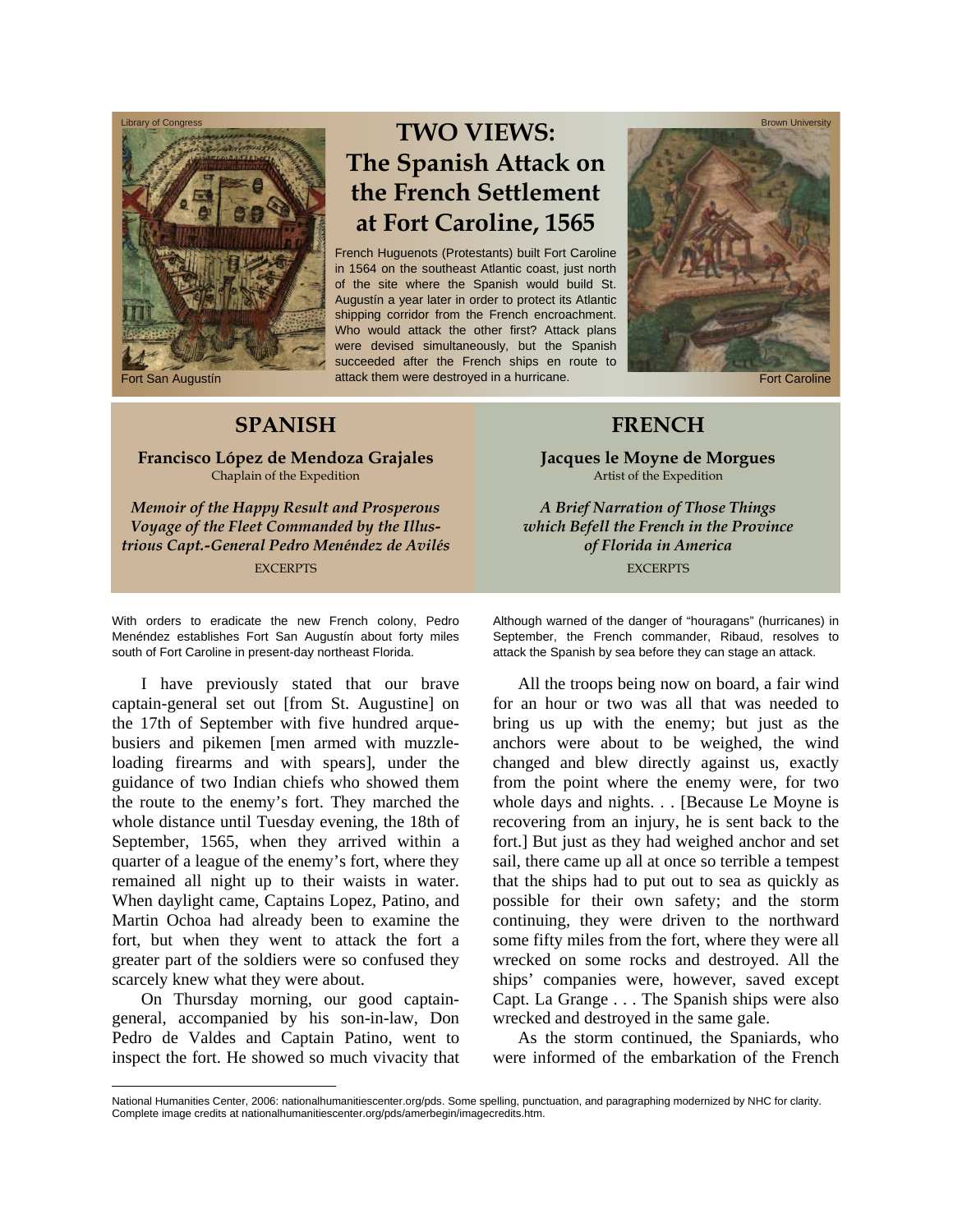Library of Congress

Fort San Augustín

# TWO VIEWS: The Spanish Attack on the French Settlement at Fort Caroline, 1565

French Huguenots (Protestants) built Fort Caroline in 1564 on the southeast Atlantic coast, just north of the site where the Spanish would build St. Augustín a year later in order to protect its Atlantic shipping corridor from the French encroachment. Who would attack the other first? Attack plans were devised simultaneously, but the Spanish succeeded after the French ships en route to attack them were destroyed in a hurricane.

Brown University

Fort Caroline

## SPANISH

**Francisco López de Mendoza Grajales**
Chaplain of the Expedition

***Memoir of the Happy Result and Prosperous Voyage of the Fleet Commanded by the Illustrious Capt.-General Pedro Menéndez de Avilés***
EXCERPTS

With orders to eradicate the new French colony, Pedro Menéndez establishes Fort San Augustín about forty miles south of Fort Caroline in present-day northeast Florida.

I have previously stated that our brave captain-general set out [from St. Augustine] on the 17th of September with five hundred arquebusiers and pikemen [men armed with muzzle-loading firearms and with spears], under the guidance of two Indian chiefs who showed them the route to the enemy's fort. They marched the whole distance until Tuesday evening, the 18th of September, 1565, when they arrived within a quarter of a league of the enemy's fort, where they remained all night up to their waists in water. When daylight came, Captains Lopez, Patino, and Martin Ochoa had already been to examine the fort, but when they went to attack the fort a greater part of the soldiers were so confused they scarcely knew what they were about.

On Thursday morning, our good captain-general, accompanied by his son-in-law, Don Pedro de Valdes and Captain Patino, went to inspect the fort. He showed so much vivacity that

## FRENCH

**Jacques le Moyne de Morgues**
Artist of the Expedition

***A Brief Narration of Those Things which Befell the French in the Province of Florida in America***
EXCERPTS

Although warned of the danger of "houragans" (hurricanes) in September, the French commander, Ribaud, resolves to attack the Spanish by sea before they can stage an attack.

All the troops being now on board, a fair wind for an hour or two was all that was needed to bring us up with the enemy; but just as the anchors were about to be weighed, the wind changed and blew directly against us, exactly from the point where the enemy were, for two whole days and nights. . . [Because Le Moyne is recovering from an injury, he is sent back to the fort.] But just as they had weighed anchor and set sail, there came up all at once so terrible a tempest that the ships had to put out to sea as quickly as possible for their own safety; and the storm continuing, they were driven to the northward some fifty miles from the fort, where they were all wrecked on some rocks and destroyed. All the ships' companies were, however, saved except Capt. La Grange . . . The Spanish ships were also wrecked and destroyed in the same gale.

As the storm continued, the Spaniards, who were informed of the embarkation of the French

National Humanities Center, 2006: nationalhumanitiescenter.org/pds. Some spelling, punctuation, and paragraphing modernized by NHC for clarity. Complete image credits at nationalhumanitiescenter.org/pds/amerbegin/imagecredits.htm.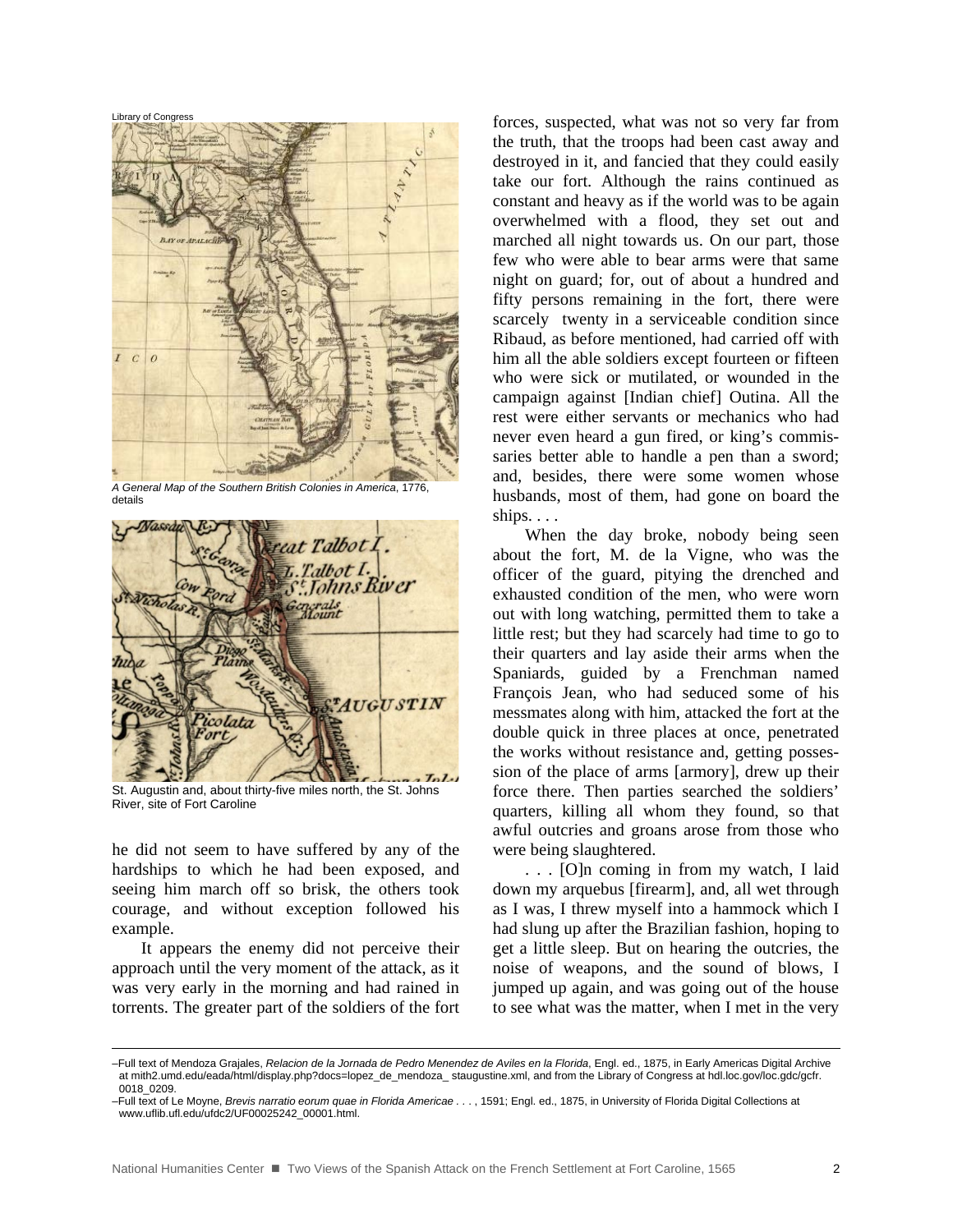Library of Congress

*A General Map of the Southern British Colonies in America*, 1776, details

St. Augustin and, about thirty-five miles north, the St. Johns River, site of Fort Caroline

he did not seem to have suffered by any of the hardships to which he had been exposed, and seeing him march off so brisk, the others took courage, and without exception followed his example.

It appears the enemy did not perceive their approach until the very moment of the attack, as it was very early in the morning and had rained in torrents. The greater part of the soldiers of the fort forces, suspected, what was not so very far from the truth, that the troops had been cast away and destroyed in it, and fancied that they could easily take our fort. Although the rains continued as constant and heavy as if the world was to be again overwhelmed with a flood, they set out and marched all night towards us. On our part, those few who were able to bear arms were that same night on guard; for, out of about a hundred and fifty persons remaining in the fort, there were scarcely twenty in a serviceable condition since Ribaud, as before mentioned, had carried off with him all the able soldiers except fourteen or fifteen who were sick or mutilated, or wounded in the campaign against [Indian chief] Outina. All the rest were either servants or mechanics who had never even heard a gun fired, or king's commissaries better able to handle a pen than a sword; and, besides, there were some women whose husbands, most of them, had gone on board the ships. . . .

When the day broke, nobody being seen about the fort, M. de la Vigne, who was the officer of the guard, pitying the drenched and exhausted condition of the men, who were worn out with long watching, permitted them to take a little rest; but they had scarcely had time to go to their quarters and lay aside their arms when the Spaniards, guided by a Frenchman named François Jean, who had seduced some of his messmates along with him, attacked the fort at the double quick in three places at once, penetrated the works without resistance and, getting possession of the place of arms [armory], drew up their force there. Then parties searched the soldiers' quarters, killing all whom they found, so that awful outcries and groans arose from those who were being slaughtered.

. . . [O]n coming in from my watch, I laid down my arquebus [firearm], and, all wet through as I was, I threw myself into a hammock which I had slung up after the Brazilian fashion, hoping to get a little sleep. But on hearing the outcries, the noise of weapons, and the sound of blows, I jumped up again, and was going out of the house to see what was the matter, when I met in the very

–Full text of Mendoza Grajales, *Relacion de la Jornada de Pedro Menendez de Aviles en la Florida*, Engl. ed., 1875, in Early Americas Digital Archive at mith2.umd.edu/eada/html/display.php?docs=lopez_de_mendoza_ staugustine.xml, and from the Library of Congress at hdl.loc.gov/loc.gdc/gcfr.0018_0209.

–Full text of Le Moyne, *Brevis narratio eorum quae in Florida Americae . . .* , 1591; Engl. ed., 1875, in University of Florida Digital Collections at www.uflib.ufl.edu/ufdc2/UF00025242_00001.html.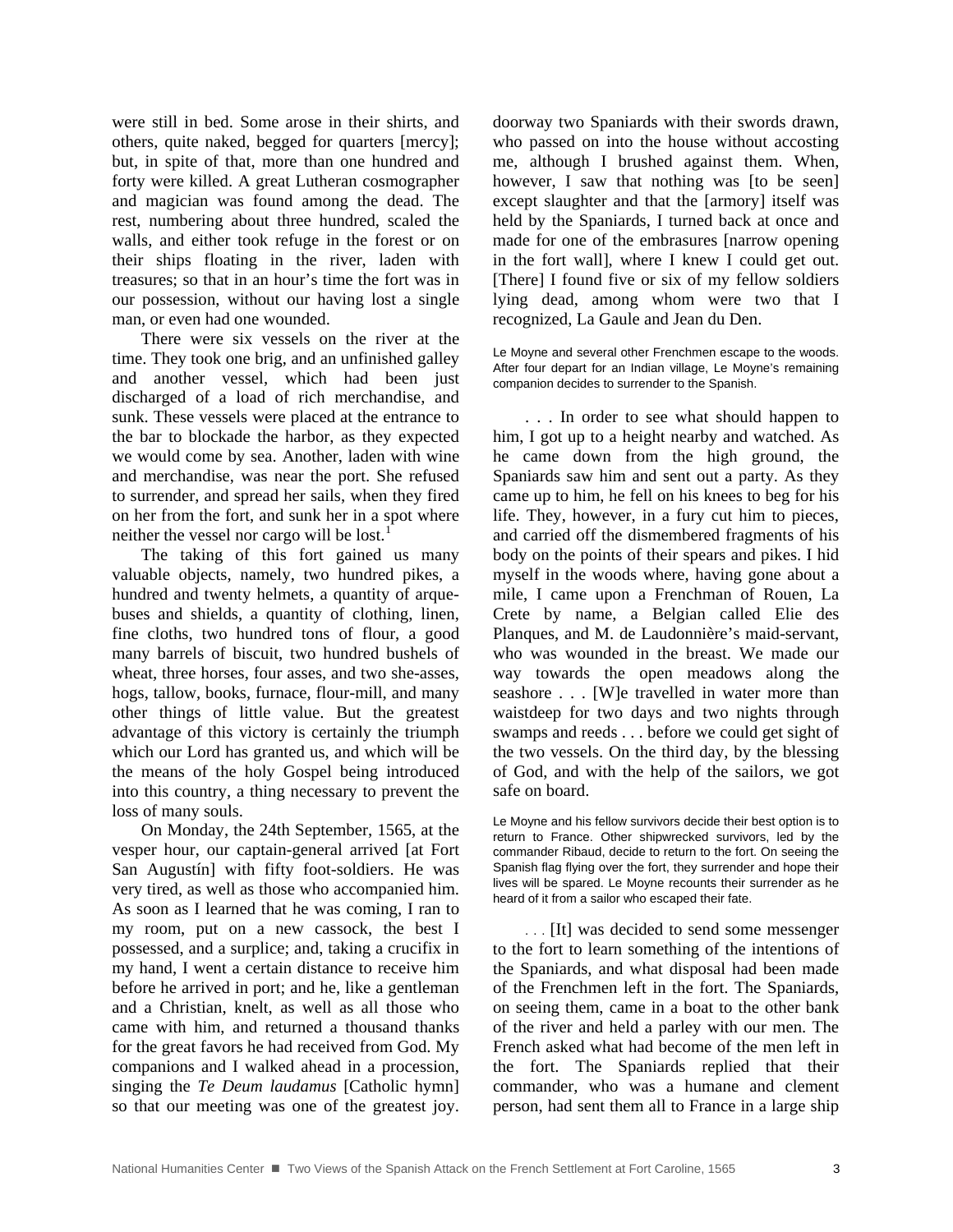were still in bed. Some arose in their shirts, and others, quite naked, begged for quarters [mercy]; but, in spite of that, more than one hundred and forty were killed. A great Lutheran cosmographer and magician was found among the dead. The rest, numbering about three hundred, scaled the walls, and either took refuge in the forest or on their ships floating in the river, laden with treasures; so that in an hour's time the fort was in our possession, without our having lost a single man, or even had one wounded.

There were six vessels on the river at the time. They took one brig, and an unfinished galley and another vessel, which had been just discharged of a load of rich merchandise, and sunk. These vessels were placed at the entrance to the bar to blockade the harbor, as they expected we would come by sea. Another, laden with wine and merchandise, was near the port. She refused to surrender, and spread her sails, when they fired on her from the fort, and sunk her in a spot where neither the vessel nor cargo will be lost.[1]

The taking of this fort gained us many valuable objects, namely, two hundred pikes, a hundred and twenty helmets, a quantity of arquebuses and shields, a quantity of clothing, linen, fine cloths, two hundred tons of flour, a good many barrels of biscuit, two hundred bushels of wheat, three horses, four asses, and two she-asses, hogs, tallow, books, furnace, flour-mill, and many other things of little value. But the greatest advantage of this victory is certainly the triumph which our Lord has granted us, and which will be the means of the holy Gospel being introduced into this country, a thing necessary to prevent the loss of many souls.

On Monday, the 24th September, 1565, at the vesper hour, our captain-general arrived [at Fort San Augustín] with fifty foot-soldiers. He was very tired, as well as those who accompanied him. As soon as I learned that he was coming, I ran to my room, put on a new cassock, the best I possessed, and a surplice; and, taking a crucifix in my hand, I went a certain distance to receive him before he arrived in port; and he, like a gentleman and a Christian, knelt, as well as all those who came with him, and returned a thousand thanks for the great favors he had received from God. My companions and I walked ahead in a procession, singing the *Te Deum laudamus* [Catholic hymn] so that our meeting was one of the greatest joy.

doorway two Spaniards with their swords drawn, who passed on into the house without accosting me, although I brushed against them. When, however, I saw that nothing was [to be seen] except slaughter and that the [armory] itself was held by the Spaniards, I turned back at once and made for one of the embrasures [narrow opening in the fort wall], where I knew I could get out. [There] I found five or six of my fellow soldiers lying dead, among whom were two that I recognized, La Gaule and Jean du Den.

Le Moyne and several other Frenchmen escape to the woods. After four depart for an Indian village, Le Moyne's remaining companion decides to surrender to the Spanish.

. . . In order to see what should happen to him, I got up to a height nearby and watched. As he came down from the high ground, the Spaniards saw him and sent out a party. As they came up to him, he fell on his knees to beg for his life. They, however, in a fury cut him to pieces, and carried off the dismembered fragments of his body on the points of their spears and pikes. I hid myself in the woods where, having gone about a mile, I came upon a Frenchman of Rouen, La Crete by name, a Belgian called Elie des Planques, and M. de Laudonnière's maid-servant, who was wounded in the breast. We made our way towards the open meadows along the seashore . . . [W]e travelled in water more than waistdeep for two days and two nights through swamps and reeds . . . before we could get sight of the two vessels. On the third day, by the blessing of God, and with the help of the sailors, we got safe on board.

Le Moyne and his fellow survivors decide their best option is to return to France. Other shipwrecked survivors, led by the commander Ribaud, decide to return to the fort. On seeing the Spanish flag flying over the fort, they surrender and hope their lives will be spared. Le Moyne recounts their surrender as he heard of it from a sailor who escaped their fate.

. . . [It] was decided to send some messenger to the fort to learn something of the intentions of the Spaniards, and what disposal had been made of the Frenchmen left in the fort. The Spaniards, on seeing them, came in a boat to the other bank of the river and held a parley with our men. The French asked what had become of the men left in the fort. The Spaniards replied that their commander, who was a humane and clement person, had sent them all to France in a large ship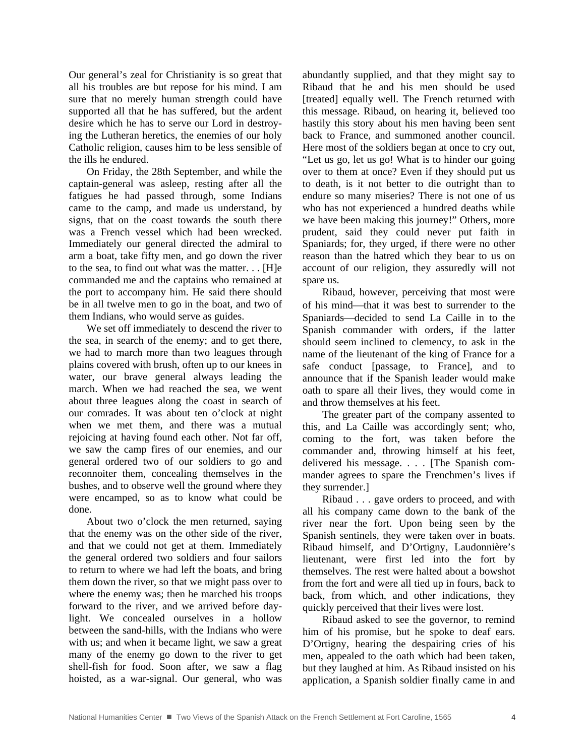Our general's zeal for Christianity is so great that all his troubles are but repose for his mind. I am sure that no merely human strength could have supported all that he has suffered, but the ardent desire which he has to serve our Lord in destroying the Lutheran heretics, the enemies of our holy Catholic religion, causes him to be less sensible of the ills he endured.

On Friday, the 28th September, and while the captain-general was asleep, resting after all the fatigues he had passed through, some Indians came to the camp, and made us understand, by signs, that on the coast towards the south there was a French vessel which had been wrecked. Immediately our general directed the admiral to arm a boat, take fifty men, and go down the river to the sea, to find out what was the matter. . . [H]e commanded me and the captains who remained at the port to accompany him. He said there should be in all twelve men to go in the boat, and two of them Indians, who would serve as guides.

We set off immediately to descend the river to the sea, in search of the enemy; and to get there, we had to march more than two leagues through plains covered with brush, often up to our knees in water, our brave general always leading the march. When we had reached the sea, we went about three leagues along the coast in search of our comrades. It was about ten o'clock at night when we met them, and there was a mutual rejoicing at having found each other. Not far off, we saw the camp fires of our enemies, and our general ordered two of our soldiers to go and reconnoiter them, concealing themselves in the bushes, and to observe well the ground where they were encamped, so as to know what could be done.

About two o'clock the men returned, saying that the enemy was on the other side of the river, and that we could not get at them. Immediately the general ordered two soldiers and four sailors to return to where we had left the boats, and bring them down the river, so that we might pass over to where the enemy was; then he marched his troops forward to the river, and we arrived before daylight. We concealed ourselves in a hollow between the sand-hills, with the Indians who were with us; and when it became light, we saw a great many of the enemy go down to the river to get shell-fish for food. Soon after, we saw a flag hoisted, as a war-signal. Our general, who was abundantly supplied, and that they might say to Ribaud that he and his men should be used [treated] equally well. The French returned with this message. Ribaud, on hearing it, believed too hastily this story about his men having been sent back to France, and summoned another council. Here most of the soldiers began at once to cry out, "Let us go, let us go! What is to hinder our going over to them at once? Even if they should put us to death, is it not better to die outright than to endure so many miseries? There is not one of us who has not experienced a hundred deaths while we have been making this journey!" Others, more prudent, said they could never put faith in Spaniards; for, they urged, if there were no other reason than the hatred which they bear to us on account of our religion, they assuredly will not spare us.

Ribaud, however, perceiving that most were of his mind—that it was best to surrender to the Spaniards—decided to send La Caille in to the Spanish commander with orders, if the latter should seem inclined to clemency, to ask in the name of the lieutenant of the king of France for a safe conduct [passage, to France], and to announce that if the Spanish leader would make oath to spare all their lives, they would come in and throw themselves at his feet.

The greater part of the company assented to this, and La Caille was accordingly sent; who, coming to the fort, was taken before the commander and, throwing himself at his feet, delivered his message. . . . [The Spanish commander agrees to spare the Frenchmen's lives if they surrender.]

Ribaud . . . gave orders to proceed, and with all his company came down to the bank of the river near the fort. Upon being seen by the Spanish sentinels, they were taken over in boats. Ribaud himself, and D'Ortigny, Laudonnière's lieutenant, were first led into the fort by themselves. The rest were halted about a bowshot from the fort and were all tied up in fours, back to back, from which, and other indications, they quickly perceived that their lives were lost.

Ribaud asked to see the governor, to remind him of his promise, but he spoke to deaf ears. D'Ortigny, hearing the despairing cries of his men, appealed to the oath which had been taken, but they laughed at him. As Ribaud insisted on his application, a Spanish soldier finally came in and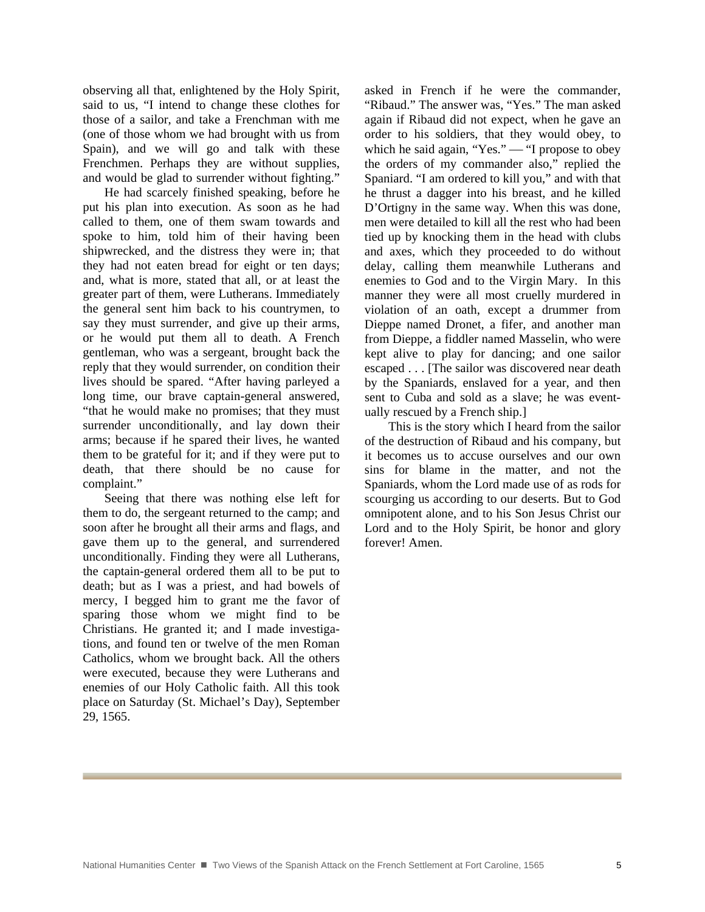observing all that, enlightened by the Holy Spirit, said to us, "I intend to change these clothes for those of a sailor, and take a Frenchman with me (one of those whom we had brought with us from Spain), and we will go and talk with these Frenchmen. Perhaps they are without supplies, and would be glad to surrender without fighting."

He had scarcely finished speaking, before he put his plan into execution. As soon as he had called to them, one of them swam towards and spoke to him, told him of their having been shipwrecked, and the distress they were in; that they had not eaten bread for eight or ten days; and, what is more, stated that all, or at least the greater part of them, were Lutherans. Immediately the general sent him back to his countrymen, to say they must surrender, and give up their arms, or he would put them all to death. A French gentleman, who was a sergeant, brought back the reply that they would surrender, on condition their lives should be spared. "After having parleyed a long time, our brave captain-general answered, "that he would make no promises; that they must surrender unconditionally, and lay down their arms; because if he spared their lives, he wanted them to be grateful for it; and if they were put to death, that there should be no cause for complaint."

Seeing that there was nothing else left for them to do, the sergeant returned to the camp; and soon after he brought all their arms and flags, and gave them up to the general, and surrendered unconditionally. Finding they were all Lutherans, the captain-general ordered them all to be put to death; but as I was a priest, and had bowels of mercy, I begged him to grant me the favor of sparing those whom we might find to be Christians. He granted it; and I made investigations, and found ten or twelve of the men Roman Catholics, whom we brought back. All the others were executed, because they were Lutherans and enemies of our Holy Catholic faith. All this took place on Saturday (St. Michael's Day), September 29, 1565.

asked in French if he were the commander, "Ribaud." The answer was, "Yes." The man asked again if Ribaud did not expect, when he gave an order to his soldiers, that they would obey, to which he said again, "Yes." — "I propose to obey the orders of my commander also," replied the Spaniard. "I am ordered to kill you," and with that he thrust a dagger into his breast, and he killed D'Ortigny in the same way. When this was done, men were detailed to kill all the rest who had been tied up by knocking them in the head with clubs and axes, which they proceeded to do without delay, calling them meanwhile Lutherans and enemies to God and to the Virgin Mary. In this manner they were all most cruelly murdered in violation of an oath, except a drummer from Dieppe named Dronet, a fifer, and another man from Dieppe, a fiddler named Masselin, who were kept alive to play for dancing; and one sailor escaped . . . [The sailor was discovered near death by the Spaniards, enslaved for a year, and then sent to Cuba and sold as a slave; he was eventually rescued by a French ship.]

This is the story which I heard from the sailor of the destruction of Ribaud and his company, but it becomes us to accuse ourselves and our own sins for blame in the matter, and not the Spaniards, whom the Lord made use of as rods for scourging us according to our deserts. But to God omnipotent alone, and to his Son Jesus Christ our Lord and to the Holy Spirit, be honor and glory forever! Amen.